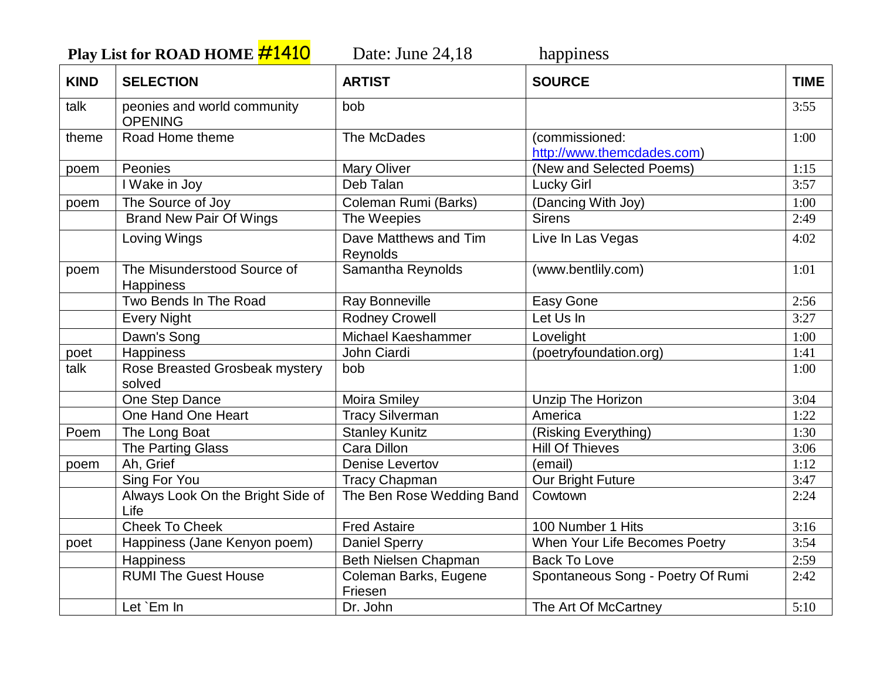**Play List for ROAD HOME #1410** Date: June 24,18 happiness

| KIND | SELECTION | ARTIST | SOURCE | TIME |
|---|---|---|---|---|
| talk | peonies and world community OPENING | bob | | 3:55 |
| theme | Road Home theme | The McDades | (commissioned: http://www.themcdades.com) | 1:00 |
| poem | Peonies | Mary Oliver | (New and Selected Poems) | 1:15 |
| | I Wake in Joy | Deb Talan | Lucky Girl | 3:57 |
| poem | The Source of Joy | Coleman Rumi (Barks) | (Dancing With Joy) | 1:00 |
| | Brand New Pair Of Wings | The Weepies | Sirens | 2:49 |
| | Loving Wings | Dave Matthews and Tim Reynolds | Live In Las Vegas | 4:02 |
| poem | The Misunderstood Source of Happiness | Samantha Reynolds | (www.bentlily.com) | 1:01 |
| | Two Bends In The Road | Ray Bonneville | Easy Gone | 2:56 |
| | Every Night | Rodney Crowell | Let Us In | 3:27 |
| | Dawn's Song | Michael Kaeshammer | Lovelight | 1:00 |
| poet | Happiness | John Ciardi | (poetryfoundation.org) | 1:41 |
| talk | Rose Breasted Grosbeak mystery solved | bob | | 1:00 |
| | One Step Dance | Moira Smiley | Unzip The Horizon | 3:04 |
| | One Hand One Heart | Tracy Silverman | America | 1:22 |
| Poem | The Long Boat | Stanley Kunitz | (Risking Everything) | 1:30 |
| | The Parting Glass | Cara Dillon | Hill Of Thieves | 3:06 |
| poem | Ah, Grief | Denise Levertov | (email) | 1:12 |
| | Sing For You | Tracy Chapman | Our Bright Future | 3:47 |
| | Always Look On the Bright Side of Life | The Ben Rose Wedding Band | Cowtown | 2:24 |
| | Cheek To Cheek | Fred Astaire | 100 Number 1 Hits | 3:16 |
| poet | Happiness (Jane Kenyon poem) | Daniel Sperry | When Your Life Becomes Poetry | 3:54 |
| | Happiness | Beth Nielsen Chapman | Back To Love | 2:59 |
| | RUMI The Guest House | Coleman Barks, Eugene Friesen | Spontaneous Song - Poetry Of Rumi | 2:42 |
| | Let `Em In | Dr. John | The Art Of McCartney | 5:10 |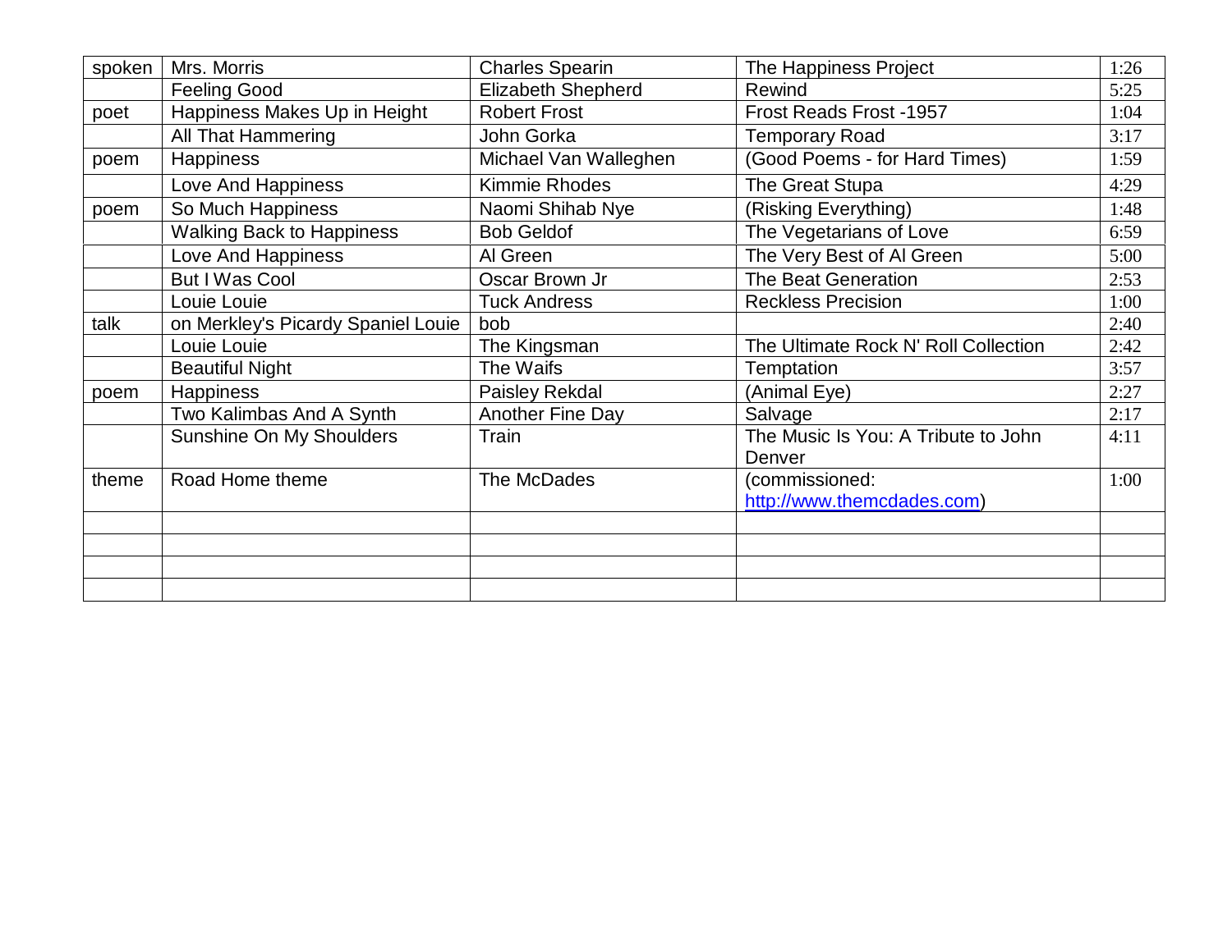| | | | | |
|---|---|---|---|---|
| spoken | Mrs. Morris | Charles Spearin | The Happiness Project | 1:26 |
| | Feeling Good | Elizabeth Shepherd | Rewind | 5:25 |
| poet | Happiness Makes Up in Height | Robert Frost | Frost Reads Frost -1957 | 1:04 |
| | All That Hammering | John Gorka | Temporary Road | 3:17 |
| poem | Happiness | Michael Van Walleghen | (Good Poems - for Hard Times) | 1:59 |
| | Love And Happiness | Kimmie Rhodes | The Great Stupa | 4:29 |
| poem | So Much Happiness | Naomi Shihab Nye | (Risking Everything) | 1:48 |
| | Walking Back to Happiness | Bob Geldof | The Vegetarians of Love | 6:59 |
| | Love And Happiness | Al Green | The Very Best of Al Green | 5:00 |
| | But I Was Cool | Oscar Brown Jr | The Beat Generation | 2:53 |
| | Louie Louie | Tuck Andress | Reckless Precision | 1:00 |
| talk | on Merkley's Picardy Spaniel Louie | bob | | 2:40 |
| | Louie Louie | The Kingsman | The Ultimate Rock N' Roll Collection | 2:42 |
| | Beautiful Night | The Waifs | Temptation | 3:57 |
| poem | Happiness | Paisley Rekdal | (Animal Eye) | 2:27 |
| | Two Kalimbas And A Synth | Another Fine Day | Salvage | 2:17 |
| | Sunshine On My Shoulders | Train | The Music Is You: A Tribute to John Denver | 4:11 |
| theme | Road Home theme | The McDades | (commissioned: http://www.themcdades.com) | 1:00 |
| | | | | |
| | | | | |
| | | | | |
| | | | | |